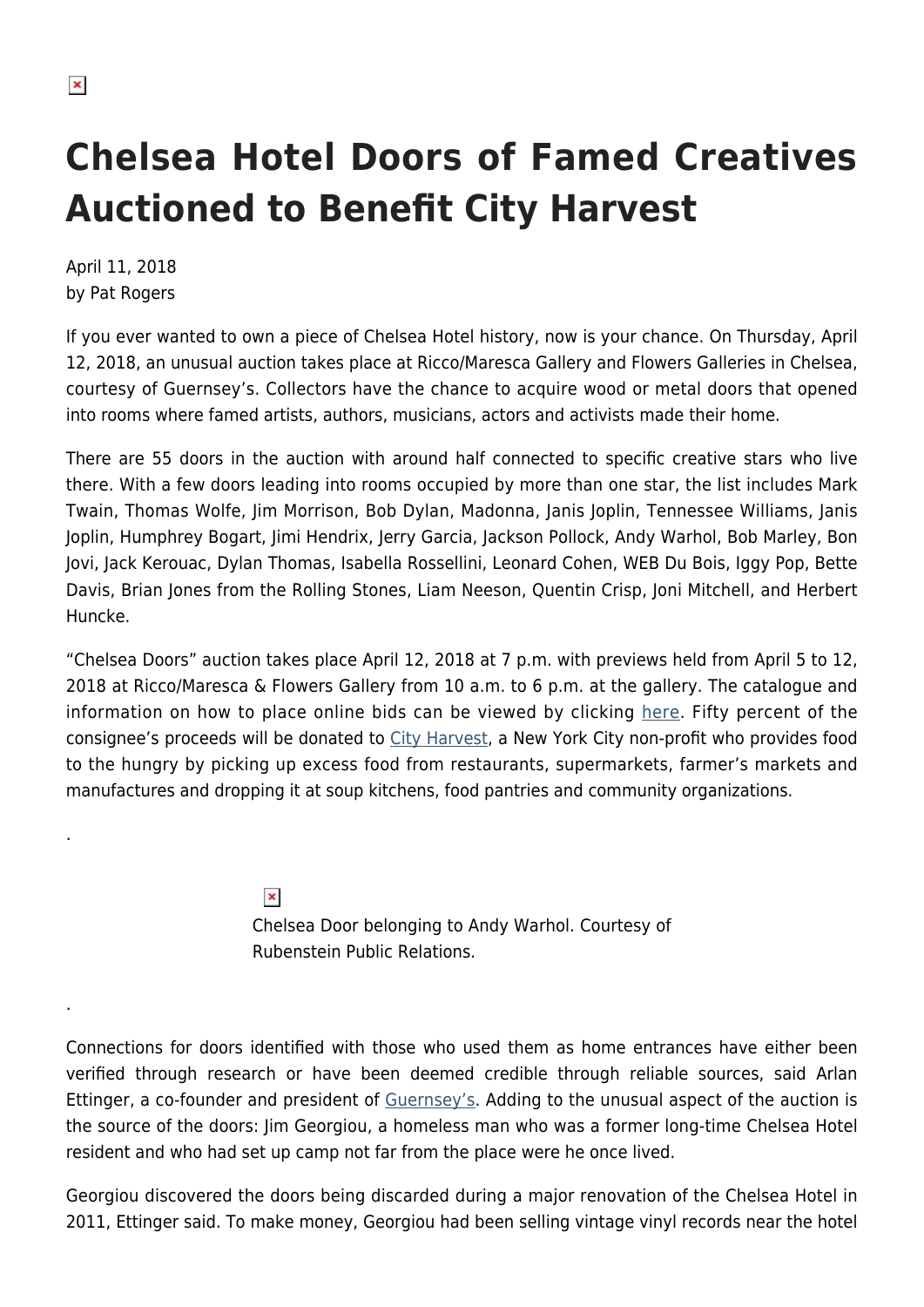# Chelsea Hotel Doors of Famed Creatives Auctioned to Benefit City Harvest

April 11, 2018
by Pat Rogers

If you ever wanted to own a piece of Chelsea Hotel history, now is your chance. On Thursday, April 12, 2018, an unusual auction takes place at Ricco/Maresca Gallery and Flowers Galleries in Chelsea, courtesy of Guernsey's. Collectors have the chance to acquire wood or metal doors that opened into rooms where famed artists, authors, musicians, actors and activists made their home.

There are 55 doors in the auction with around half connected to specific creative stars who live there. With a few doors leading into rooms occupied by more than one star, the list includes Mark Twain, Thomas Wolfe, Jim Morrison, Bob Dylan, Madonna, Janis Joplin, Tennessee Williams, Janis Joplin, Humphrey Bogart, Jimi Hendrix, Jerry Garcia, Jackson Pollock, Andy Warhol, Bob Marley, Bon Jovi, Jack Kerouac, Dylan Thomas, Isabella Rossellini, Leonard Cohen, WEB Du Bois, Iggy Pop, Bette Davis, Brian Jones from the Rolling Stones, Liam Neeson, Quentin Crisp, Joni Mitchell, and Herbert Huncke.

"Chelsea Doors" auction takes place April 12, 2018 at 7 p.m. with previews held from April 5 to 12, 2018 at Ricco/Maresca & Flowers Gallery from 10 a.m. to 6 p.m. at the gallery. The catalogue and information on how to place online bids can be viewed by clicking here. Fifty percent of the consignee's proceeds will be donated to City Harvest, a New York City non-profit who provides food to the hungry by picking up excess food from restaurants, supermarkets, farmer's markets and manufactures and dropping it at soup kitchens, food pantries and community organizations.

.

Chelsea Door belonging to Andy Warhol. Courtesy of Rubenstein Public Relations.

.

Connections for doors identified with those who used them as home entrances have either been verified through research or have been deemed credible through reliable sources, said Arlan Ettinger, a co-founder and president of Guernsey's. Adding to the unusual aspect of the auction is the source of the doors: Jim Georgiou, a homeless man who was a former long-time Chelsea Hotel resident and who had set up camp not far from the place were he once lived.

Georgiou discovered the doors being discarded during a major renovation of the Chelsea Hotel in 2011, Ettinger said. To make money, Georgiou had been selling vintage vinyl records near the hotel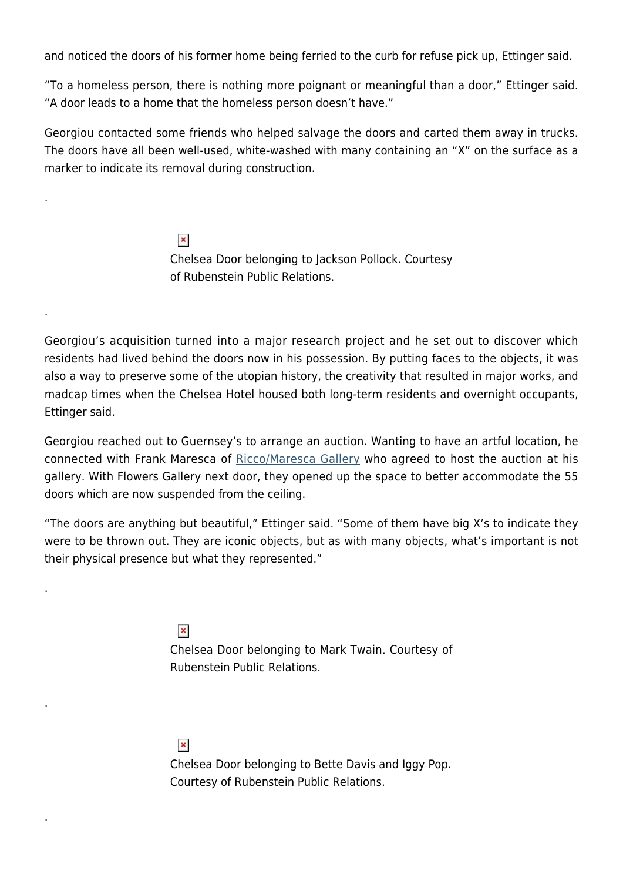and noticed the doors of his former home being ferried to the curb for refuse pick up, Ettinger said.

“To a homeless person, there is nothing more poignant or meaningful than a door,” Ettinger said. “A door leads to a home that the homeless person doesn’t have.”

Georgiou contacted some friends who helped salvage the doors and carted them away in trucks. The doors have all been well-used, white-washed with many containing an “X” on the surface as a marker to indicate its removal during construction.

.

Chelsea Door belonging to Jackson Pollock. Courtesy of Rubenstein Public Relations.

.

Georgiou’s acquisition turned into a major research project and he set out to discover which residents had lived behind the doors now in his possession. By putting faces to the objects, it was also a way to preserve some of the utopian history, the creativity that resulted in major works, and madcap times when the Chelsea Hotel housed both long-term residents and overnight occupants, Ettinger said.

Georgiou reached out to Guernsey’s to arrange an auction. Wanting to have an artful location, he connected with Frank Maresca of Ricco/Maresca Gallery who agreed to host the auction at his gallery. With Flowers Gallery next door, they opened up the space to better accommodate the 55 doors which are now suspended from the ceiling.

“The doors are anything but beautiful,” Ettinger said. “Some of them have big X’s to indicate they were to be thrown out. They are iconic objects, but as with many objects, what’s important is not their physical presence but what they represented.”

.

Chelsea Door belonging to Mark Twain. Courtesy of Rubenstein Public Relations.

.

Chelsea Door belonging to Bette Davis and Iggy Pop. Courtesy of Rubenstein Public Relations.

.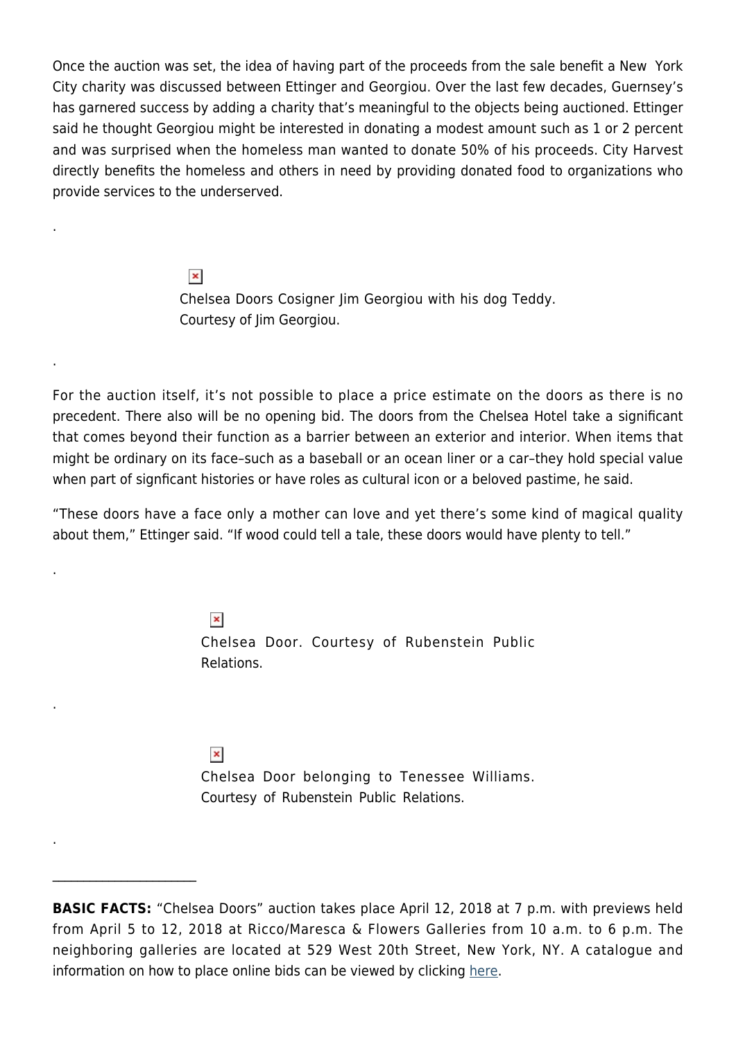Once the auction was set, the idea of having part of the proceeds from the sale benefit a New York City charity was discussed between Ettinger and Georgiou. Over the last few decades, Guernsey's has garnered success by adding a charity that's meaningful to the objects being auctioned. Ettinger said he thought Georgiou might be interested in donating a modest amount such as 1 or 2 percent and was surprised when the homeless man wanted to donate 50% of his proceeds. City Harvest directly benefits the homeless and others in need by providing donated food to organizations who provide services to the underserved.

.

Chelsea Doors Cosigner Jim Georgiou with his dog Teddy. Courtesy of Jim Georgiou.

.

For the auction itself, it's not possible to place a price estimate on the doors as there is no precedent. There also will be no opening bid. The doors from the Chelsea Hotel take a significant that comes beyond their function as a barrier between an exterior and interior. When items that might be ordinary on its face–such as a baseball or an ocean liner or a car–they hold special value when part of signficant histories or have roles as cultural icon or a beloved pastime, he said.

"These doors have a face only a mother can love and yet there's some kind of magical quality about them," Ettinger said. "If wood could tell a tale, these doors would have plenty to tell."

.

Chelsea Door. Courtesy of Rubenstein Public Relations.

.

Chelsea Door belonging to Tenessee Williams. Courtesy of Rubenstein Public Relations.

.

---

**BASIC FACTS:** "Chelsea Doors" auction takes place April 12, 2018 at 7 p.m. with previews held from April 5 to 12, 2018 at Ricco/Maresca & Flowers Galleries from 10 a.m. to 6 p.m. The neighboring galleries are located at 529 West 20th Street, New York, NY. A catalogue and information on how to place online bids can be viewed by clicking here.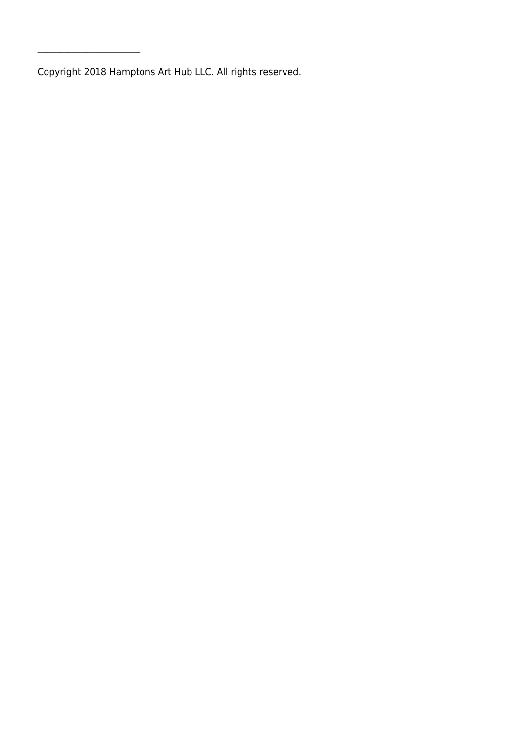_______________________

Copyright 2018 Hamptons Art Hub LLC. All rights reserved.